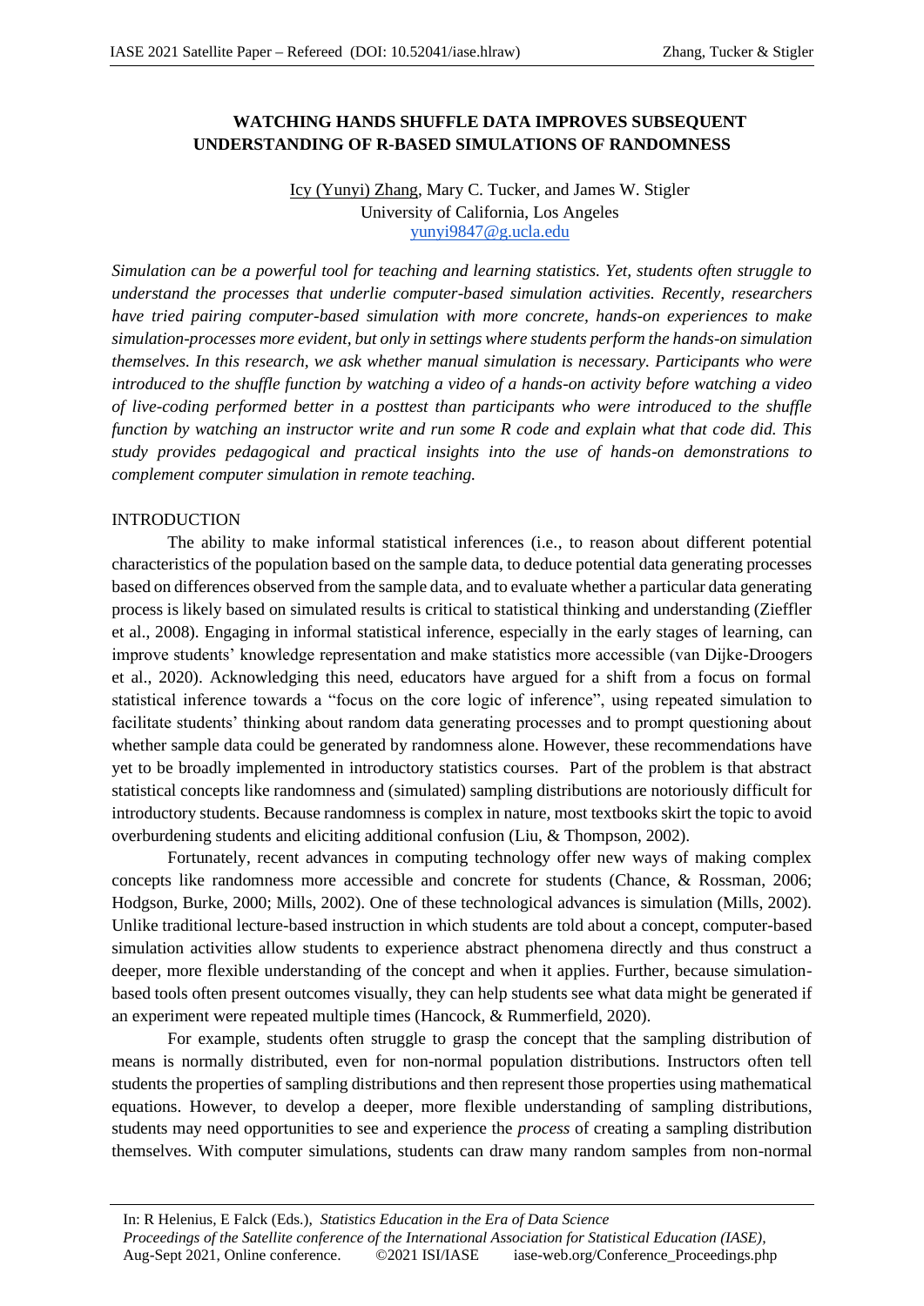# WATCHING HANDS SHUFFLE DATA IMPROVES SUBSEQUENT UNDERSTANDING OF R-BASED SIMULATIONS OF RANDOMNESS

Icy (Yunyi) Zhang, Mary C. Tucker, and James W. Stigler
University of California, Los Angeles
yunyi9847@g.ucla.edu

*Simulation can be a powerful tool for teaching and learning statistics. Yet, students often struggle to understand the processes that underlie computer-based simulation activities. Recently, researchers have tried pairing computer-based simulation with more concrete, hands-on experiences to make simulation-processes more evident, but only in settings where students perform the hands-on simulation themselves. In this research, we ask whether manual simulation is necessary. Participants who were introduced to the shuffle function by watching a video of a hands-on activity before watching a video of live-coding performed better in a posttest than participants who were introduced to the shuffle function by watching an instructor write and run some R code and explain what that code did. This study provides pedagogical and practical insights into the use of hands-on demonstrations to complement computer simulation in remote teaching.*

## INTRODUCTION

The ability to make informal statistical inferences (i.e., to reason about different potential characteristics of the population based on the sample data, to deduce potential data generating processes based on differences observed from the sample data, and to evaluate whether a particular data generating process is likely based on simulated results is critical to statistical thinking and understanding (Zieffler et al., 2008). Engaging in informal statistical inference, especially in the early stages of learning, can improve students' knowledge representation and make statistics more accessible (van Dijke-Droogers et al., 2020). Acknowledging this need, educators have argued for a shift from a focus on formal statistical inference towards a "focus on the core logic of inference", using repeated simulation to facilitate students' thinking about random data generating processes and to prompt questioning about whether sample data could be generated by randomness alone. However, these recommendations have yet to be broadly implemented in introductory statistics courses. Part of the problem is that abstract statistical concepts like randomness and (simulated) sampling distributions are notoriously difficult for introductory students. Because randomness is complex in nature, most textbooks skirt the topic to avoid overburdening students and eliciting additional confusion (Liu, & Thompson, 2002).

Fortunately, recent advances in computing technology offer new ways of making complex concepts like randomness more accessible and concrete for students (Chance, & Rossman, 2006; Hodgson, Burke, 2000; Mills, 2002). One of these technological advances is simulation (Mills, 2002). Unlike traditional lecture-based instruction in which students are told about a concept, computer-based simulation activities allow students to experience abstract phenomena directly and thus construct a deeper, more flexible understanding of the concept and when it applies. Further, because simulation-based tools often present outcomes visually, they can help students see what data might be generated if an experiment were repeated multiple times (Hancock, & Rummerfield, 2020).

For example, students often struggle to grasp the concept that the sampling distribution of means is normally distributed, even for non-normal population distributions. Instructors often tell students the properties of sampling distributions and then represent those properties using mathematical equations. However, to develop a deeper, more flexible understanding of sampling distributions, students may need opportunities to see and experience the *process* of creating a sampling distribution themselves. With computer simulations, students can draw many random samples from non-normal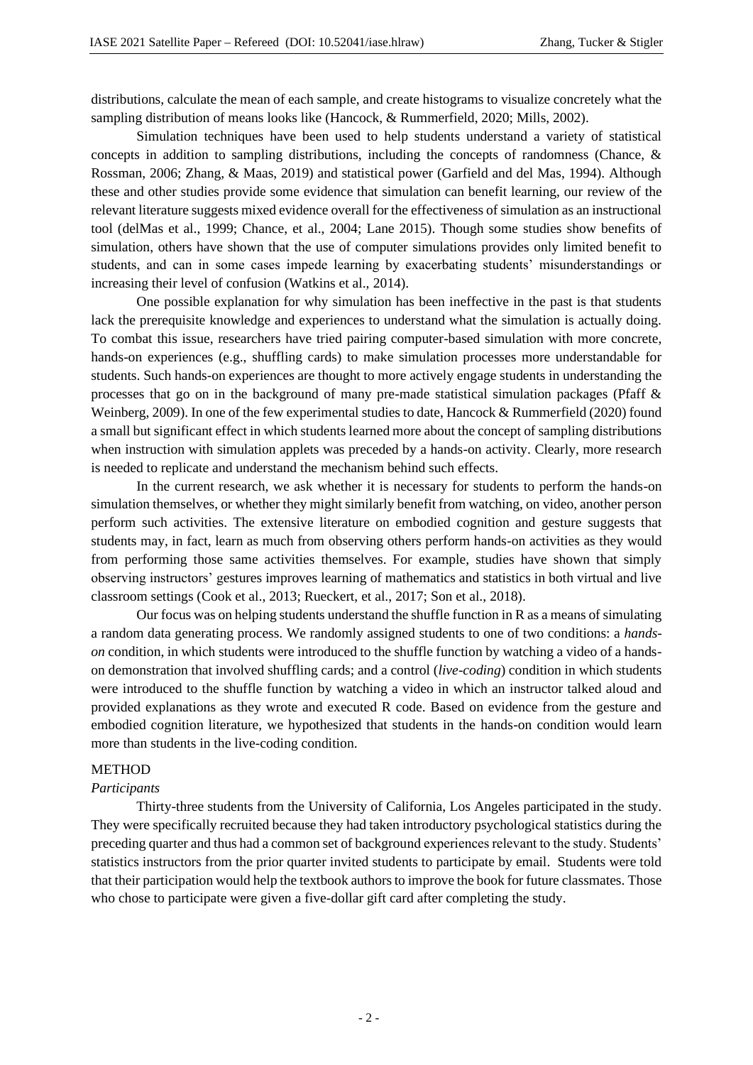distributions, calculate the mean of each sample, and create histograms to visualize concretely what the sampling distribution of means looks like (Hancock, & Rummerfield, 2020; Mills, 2002).

Simulation techniques have been used to help students understand a variety of statistical concepts in addition to sampling distributions, including the concepts of randomness (Chance, & Rossman, 2006; Zhang, & Maas, 2019) and statistical power (Garfield and del Mas, 1994). Although these and other studies provide some evidence that simulation can benefit learning, our review of the relevant literature suggests mixed evidence overall for the effectiveness of simulation as an instructional tool (delMas et al., 1999; Chance, et al., 2004; Lane 2015). Though some studies show benefits of simulation, others have shown that the use of computer simulations provides only limited benefit to students, and can in some cases impede learning by exacerbating students' misunderstandings or increasing their level of confusion (Watkins et al., 2014).

One possible explanation for why simulation has been ineffective in the past is that students lack the prerequisite knowledge and experiences to understand what the simulation is actually doing. To combat this issue, researchers have tried pairing computer-based simulation with more concrete, hands-on experiences (e.g., shuffling cards) to make simulation processes more understandable for students. Such hands-on experiences are thought to more actively engage students in understanding the processes that go on in the background of many pre-made statistical simulation packages (Pfaff & Weinberg, 2009). In one of the few experimental studies to date, Hancock & Rummerfield (2020) found a small but significant effect in which students learned more about the concept of sampling distributions when instruction with simulation applets was preceded by a hands-on activity. Clearly, more research is needed to replicate and understand the mechanism behind such effects.

In the current research, we ask whether it is necessary for students to perform the hands-on simulation themselves, or whether they might similarly benefit from watching, on video, another person perform such activities. The extensive literature on embodied cognition and gesture suggests that students may, in fact, learn as much from observing others perform hands-on activities as they would from performing those same activities themselves. For example, studies have shown that simply observing instructors' gestures improves learning of mathematics and statistics in both virtual and live classroom settings (Cook et al., 2013; Rueckert, et al., 2017; Son et al., 2018).

Our focus was on helping students understand the shuffle function in R as a means of simulating a random data generating process. We randomly assigned students to one of two conditions: a *hands-on* condition, in which students were introduced to the shuffle function by watching a video of a hands-on demonstration that involved shuffling cards; and a control (*live-coding*) condition in which students were introduced to the shuffle function by watching a video in which an instructor talked aloud and provided explanations as they wrote and executed R code. Based on evidence from the gesture and embodied cognition literature, we hypothesized that students in the hands-on condition would learn more than students in the live-coding condition.

## METHOD

### *Participants*

Thirty-three students from the University of California, Los Angeles participated in the study. They were specifically recruited because they had taken introductory psychological statistics during the preceding quarter and thus had a common set of background experiences relevant to the study. Students' statistics instructors from the prior quarter invited students to participate by email. Students were told that their participation would help the textbook authors to improve the book for future classmates. Those who chose to participate were given a five-dollar gift card after completing the study.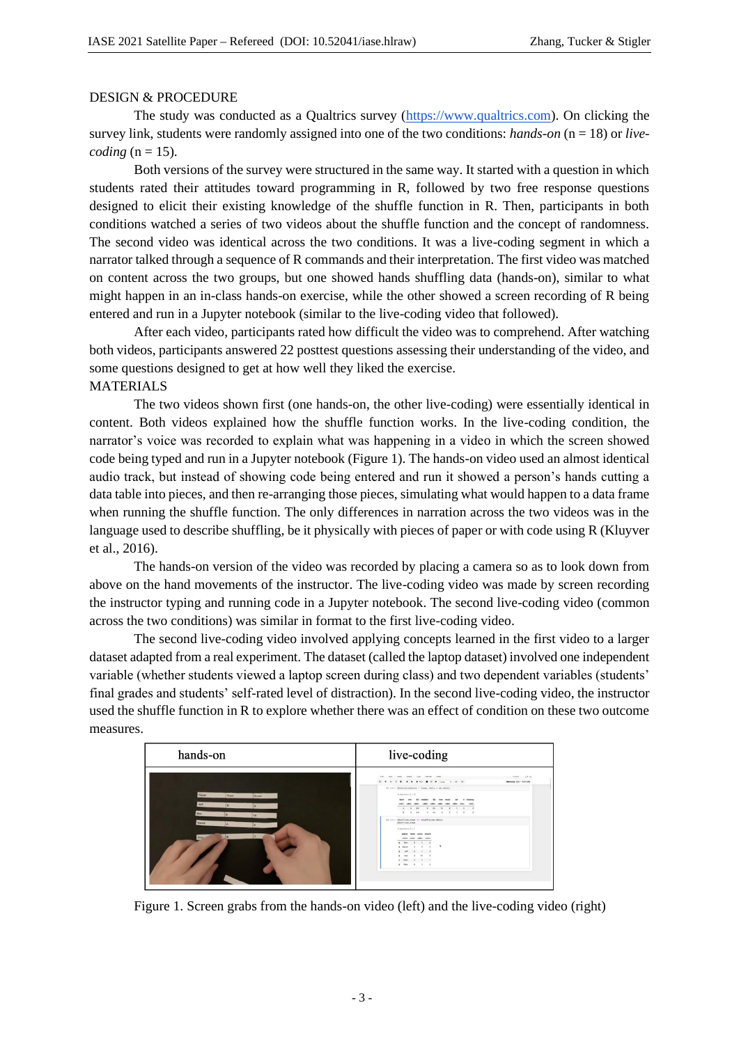DESIGN & PROCEDURE

The study was conducted as a Qualtrics survey (https://www.qualtrics.com). On clicking the survey link, students were randomly assigned into one of the two conditions: *hands-on* (n = 18) or *live-coding* (n = 15).

Both versions of the survey were structured in the same way. It started with a question in which students rated their attitudes toward programming in R, followed by two free response questions designed to elicit their existing knowledge of the shuffle function in R. Then, participants in both conditions watched a series of two videos about the shuffle function and the concept of randomness. The second video was identical across the two conditions. It was a live-coding segment in which a narrator talked through a sequence of R commands and their interpretation. The first video was matched on content across the two groups, but one showed hands shuffling data (hands-on), similar to what might happen in an in-class hands-on exercise, while the other showed a screen recording of R being entered and run in a Jupyter notebook (similar to the live-coding video that followed).

After each video, participants rated how difficult the video was to comprehend. After watching both videos, participants answered 22 posttest questions assessing their understanding of the video, and some questions designed to get at how well they liked the exercise.

MATERIALS

The two videos shown first (one hands-on, the other live-coding) were essentially identical in content. Both videos explained how the shuffle function works. In the live-coding condition, the narrator's voice was recorded to explain what was happening in a video in which the screen showed code being typed and run in a Jupyter notebook (Figure 1). The hands-on video used an almost identical audio track, but instead of showing code being entered and run it showed a person's hands cutting a data table into pieces, and then re-arranging those pieces, simulating what would happen to a data frame when running the shuffle function. The only differences in narration across the two videos was in the language used to describe shuffling, be it physically with pieces of paper or with code using R (Kluyver et al., 2016).

The hands-on version of the video was recorded by placing a camera so as to look down from above on the hand movements of the instructor. The live-coding video was made by screen recording the instructor typing and running code in a Jupyter notebook. The second live-coding video (common across the two conditions) was similar in format to the first live-coding video.

The second live-coding video involved applying concepts learned in the first video to a larger dataset adapted from a real experiment. The dataset (called the laptop dataset) involved one independent variable (whether students viewed a laptop screen during class) and two dependent variables (students' final grades and students' self-rated level of distraction). In the second live-coding video, the instructor used the shuffle function in R to explore whether there was an effect of condition on these two outcome measures.

| hands-on | live-coding |
| --- | --- |
| | |

Figure 1. Screen grabs from the hands-on video (left) and the live-coding video (right)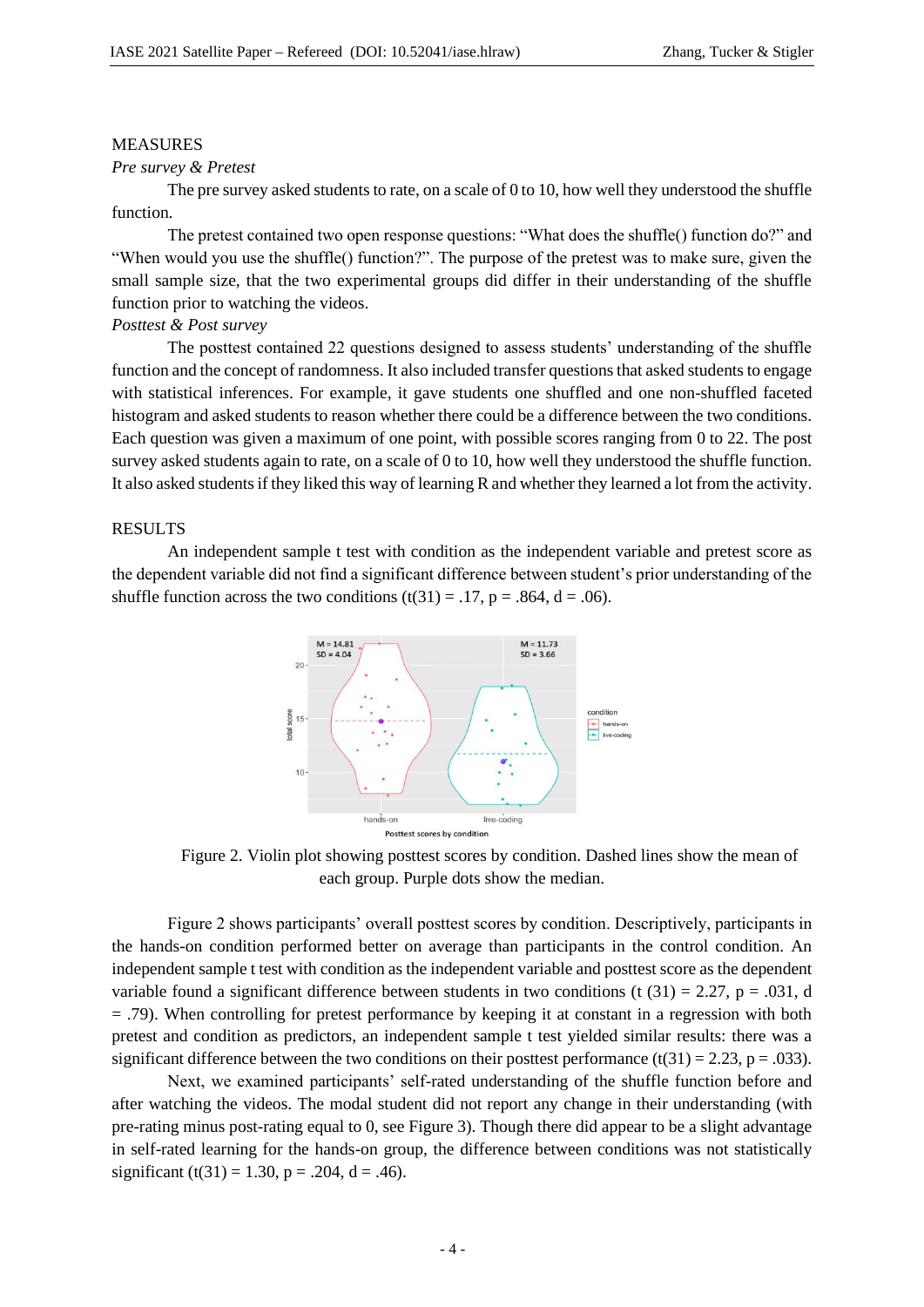## MEASURES

*Pre survey & Pretest*

The pre survey asked students to rate, on a scale of 0 to 10, how well they understood the shuffle function.

The pretest contained two open response questions: "What does the shuffle() function do?" and "When would you use the shuffle() function?". The purpose of the pretest was to make sure, given the small sample size, that the two experimental groups did differ in their understanding of the shuffle function prior to watching the videos.

*Posttest & Post survey*

The posttest contained 22 questions designed to assess students' understanding of the shuffle function and the concept of randomness. It also included transfer questions that asked students to engage with statistical inferences. For example, it gave students one shuffled and one non-shuffled faceted histogram and asked students to reason whether there could be a difference between the two conditions. Each question was given a maximum of one point, with possible scores ranging from 0 to 22. The post survey asked students again to rate, on a scale of 0 to 10, how well they understood the shuffle function. It also asked students if they liked this way of learning R and whether they learned a lot from the activity.

## RESULTS

An independent sample t test with condition as the independent variable and pretest score as the dependent variable did not find a significant difference between student's prior understanding of the shuffle function across the two conditions ($t(31) = .17$, $p = .864$, $d = .06$).

Figure 2. Violin plot showing posttest scores by condition. Dashed lines show the mean of each group. Purple dots show the median.

Figure 2 shows participants' overall posttest scores by condition. Descriptively, participants in the hands-on condition performed better on average than participants in the control condition. An independent sample t test with condition as the independent variable and posttest score as the dependent variable found a significant difference between students in two conditions ($t\ (31) = 2.27$, $p = .031$, $d = .79$). When controlling for pretest performance by keeping it at constant in a regression with both pretest and condition as predictors, an independent sample t test yielded similar results: there was a significant difference between the two conditions on their posttest performance ($t(31) = 2.23$, $p = .033$).

Next, we examined participants' self-rated understanding of the shuffle function before and after watching the videos. The modal student did not report any change in their understanding (with pre-rating minus post-rating equal to 0, see Figure 3). Though there did appear to be a slight advantage in self-rated learning for the hands-on group, the difference between conditions was not statistically significant ($t(31) = 1.30$, $p = .204$, $d = .46$).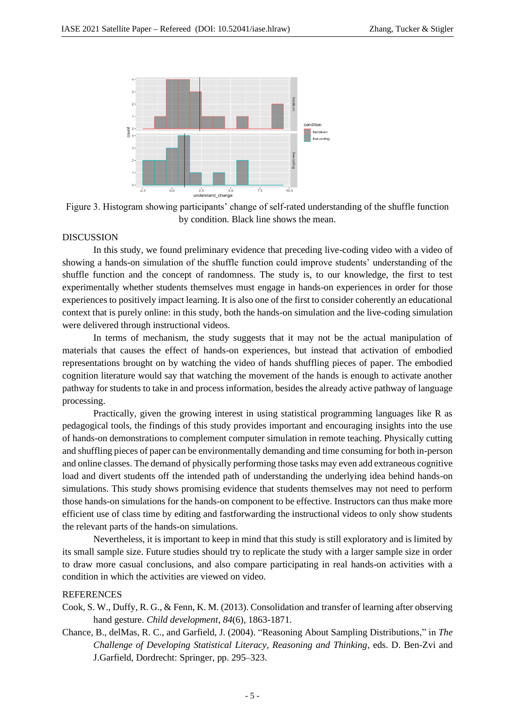Figure 3. Histogram showing participants' change of self-rated understanding of the shuffle function by condition. Black line shows the mean.

## DISCUSSION

In this study, we found preliminary evidence that preceding live-coding video with a video of showing a hands-on simulation of the shuffle function could improve students' understanding of the shuffle function and the concept of randomness. The study is, to our knowledge, the first to test experimentally whether students themselves must engage in hands-on experiences in order for those experiences to positively impact learning. It is also one of the first to consider coherently an educational context that is purely online: in this study, both the hands-on simulation and the live-coding simulation were delivered through instructional videos.

In terms of mechanism, the study suggests that it may not be the actual manipulation of materials that causes the effect of hands-on experiences, but instead that activation of embodied representations brought on by watching the video of hands shuffling pieces of paper. The embodied cognition literature would say that watching the movement of the hands is enough to activate another pathway for students to take in and process information, besides the already active pathway of language processing.

Practically, given the growing interest in using statistical programming languages like R as pedagogical tools, the findings of this study provides important and encouraging insights into the use of hands-on demonstrations to complement computer simulation in remote teaching. Physically cutting and shuffling pieces of paper can be environmentally demanding and time consuming for both in-person and online classes. The demand of physically performing those tasks may even add extraneous cognitive load and divert students off the intended path of understanding the underlying idea behind hands-on simulations. This study shows promising evidence that students themselves may not need to perform those hands-on simulations for the hands-on component to be effective. Instructors can thus make more efficient use of class time by editing and fastforwarding the instructional videos to only show students the relevant parts of the hands-on simulations.

Nevertheless, it is important to keep in mind that this study is still exploratory and is limited by its small sample size. Future studies should try to replicate the study with a larger sample size in order to draw more casual conclusions, and also compare participating in real hands-on activities with a condition in which the activities are viewed on video.

## REFERENCES

Cook, S. W., Duffy, R. G., & Fenn, K. M. (2013). Consolidation and transfer of learning after observing hand gesture. *Child development*, *84*(6), 1863-1871.

Chance, B., delMas, R. C., and Garfield, J. (2004). "Reasoning About Sampling Distributions," in *The Challenge of Developing Statistical Literacy, Reasoning and Thinking*, eds. D. Ben-Zvi and J.Garfield, Dordrecht: Springer, pp. 295–323.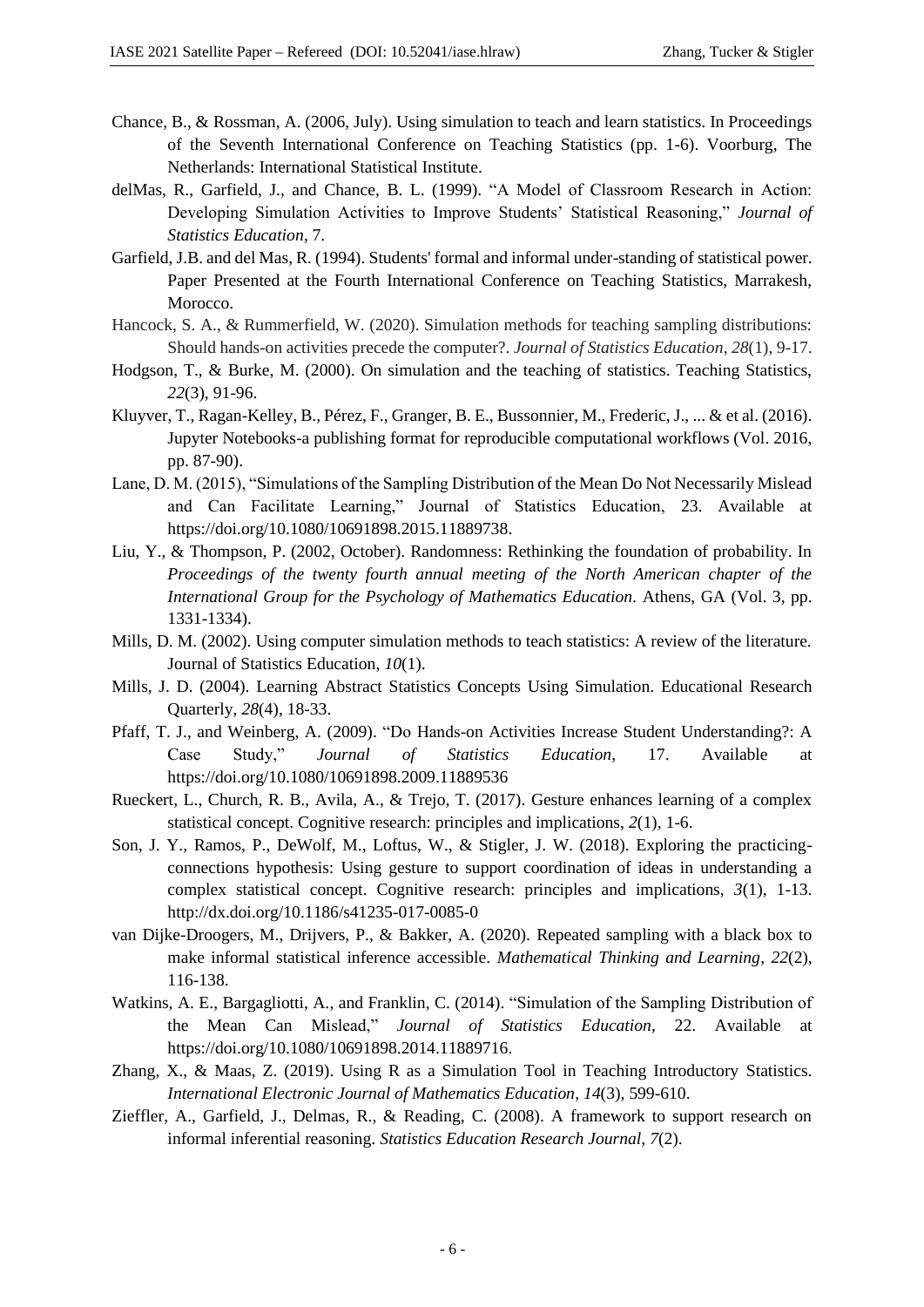Chance, B., & Rossman, A. (2006, July). Using simulation to teach and learn statistics. In Proceedings of the Seventh International Conference on Teaching Statistics (pp. 1-6). Voorburg, The Netherlands: International Statistical Institute.

delMas, R., Garfield, J., and Chance, B. L. (1999). "A Model of Classroom Research in Action: Developing Simulation Activities to Improve Students' Statistical Reasoning," *Journal of Statistics Education*, 7.

Garfield, J.B. and del Mas, R. (1994). Students' formal and informal under-standing of statistical power. Paper Presented at the Fourth International Conference on Teaching Statistics, Marrakesh, Morocco.

Hancock, S. A., & Rummerfield, W. (2020). Simulation methods for teaching sampling distributions: Should hands-on activities precede the computer?. *Journal of Statistics Education*, *28*(1), 9-17.

Hodgson, T., & Burke, M. (2000). On simulation and the teaching of statistics. Teaching Statistics, *22*(3), 91-96.

Kluyver, T., Ragan-Kelley, B., Pérez, F., Granger, B. E., Bussonnier, M., Frederic, J., ... & et al. (2016). Jupyter Notebooks-a publishing format for reproducible computational workflows (Vol. 2016, pp. 87-90).

Lane, D. M. (2015), "Simulations of the Sampling Distribution of the Mean Do Not Necessarily Mislead and Can Facilitate Learning," Journal of Statistics Education, 23. Available at https://doi.org/10.1080/10691898.2015.11889738.

Liu, Y., & Thompson, P. (2002, October). Randomness: Rethinking the foundation of probability. In *Proceedings of the twenty fourth annual meeting of the North American chapter of the International Group for the Psychology of Mathematics Education*. Athens, GA (Vol. 3, pp. 1331-1334).

Mills, D. M. (2002). Using computer simulation methods to teach statistics: A review of the literature. Journal of Statistics Education, *10*(1).

Mills, J. D. (2004). Learning Abstract Statistics Concepts Using Simulation. Educational Research Quarterly, *28*(4), 18-33.

Pfaff, T. J., and Weinberg, A. (2009). "Do Hands-on Activities Increase Student Understanding?: A Case Study," *Journal of Statistics Education*, 17. Available at https://doi.org/10.1080/10691898.2009.11889536

Rueckert, L., Church, R. B., Avila, A., & Trejo, T. (2017). Gesture enhances learning of a complex statistical concept. Cognitive research: principles and implications, *2*(1), 1-6.

Son, J. Y., Ramos, P., DeWolf, M., Loftus, W., & Stigler, J. W. (2018). Exploring the practicing-connections hypothesis: Using gesture to support coordination of ideas in understanding a complex statistical concept. Cognitive research: principles and implications, *3*(1), 1-13. http://dx.doi.org/10.1186/s41235-017-0085-0

van Dijke-Droogers, M., Drijvers, P., & Bakker, A. (2020). Repeated sampling with a black box to make informal statistical inference accessible. *Mathematical Thinking and Learning*, *22*(2), 116-138.

Watkins, A. E., Bargagliotti, A., and Franklin, C. (2014). "Simulation of the Sampling Distribution of the Mean Can Mislead," *Journal of Statistics Education*, 22. Available at https://doi.org/10.1080/10691898.2014.11889716.

Zhang, X., & Maas, Z. (2019). Using R as a Simulation Tool in Teaching Introductory Statistics. *International Electronic Journal of Mathematics Education*, *14*(3), 599-610.

Zieffler, A., Garfield, J., Delmas, R., & Reading, C. (2008). A framework to support research on informal inferential reasoning. *Statistics Education Research Journal*, *7*(2).